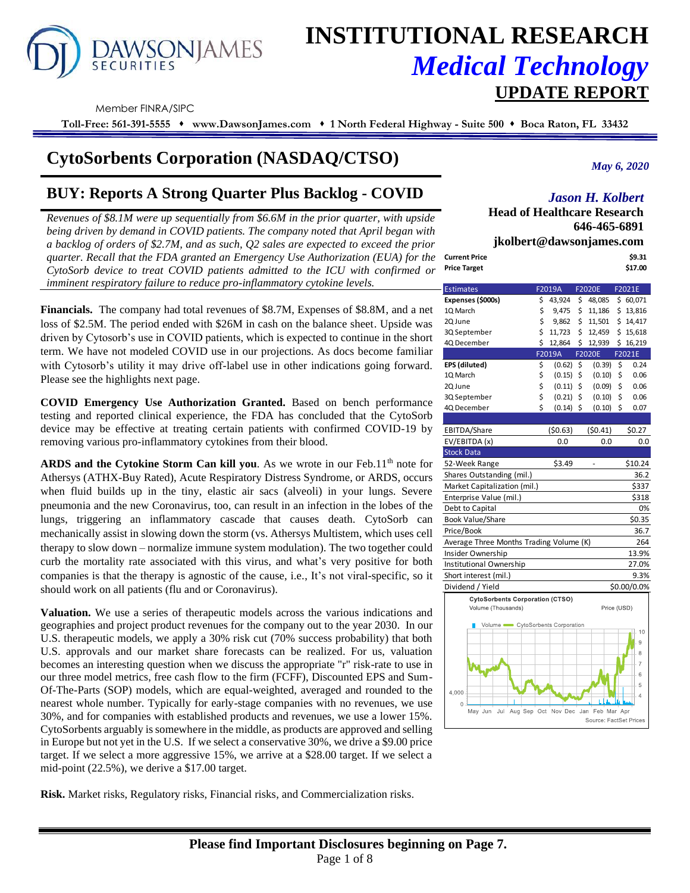# INSTITUTIONAL RESEARCH
## *Medical Technology*
## UPDATE REPORT

Member FINRA/SIPC

**Toll-Free: 561-391-5555 ♦ www.DawsonJames.com ♦ 1 North Federal Highway - Suite 500 ♦ Boca Raton, FL 33432**

# CytoSorbents Corporation (NASDAQ/CTSO)

*May 6, 2020*

## BUY: Reports A Strong Quarter Plus Backlog - COVID

*Revenues of $8.1M were up sequentially from $6.6M in the prior quarter, with upside being driven by demand in COVID patients. The company noted that April began with a backlog of orders of $2.7M, and as such, Q2 sales are expected to exceed the prior quarter. Recall that the FDA granted an Emergency Use Authorization (EUA) for the CytoSorb device to treat COVID patients admitted to the ICU with confirmed or imminent respiratory failure to reduce pro-inflammatory cytokine levels.*

**Financials.** The company had total revenues of $8.7M, Expenses of $8.8M, and a net loss of $2.5M. The period ended with $26M in cash on the balance sheet. Upside was driven by Cytosorb's use in COVID patients, which is expected to continue in the short term. We have not modeled COVID use in our projections. As docs become familiar with Cytosorb's utility it may drive off-label use in other indications going forward. Please see the highlights next page.

**COVID Emergency Use Authorization Granted.** Based on bench performance testing and reported clinical experience, the FDA has concluded that the CytoSorb device may be effective at treating certain patients with confirmed COVID-19 by removing various pro-inflammatory cytokines from their blood.

**ARDS and the Cytokine Storm Can kill you**. As we wrote in our Feb.11th note for Athersys (ATHX-Buy Rated), Acute Respiratory Distress Syndrome, or ARDS, occurs when fluid builds up in the tiny, elastic air sacs (alveoli) in your lungs. Severe pneumonia and the new Coronavirus, too, can result in an infection in the lobes of the lungs, triggering an inflammatory cascade that causes death. CytoSorb can mechanically assist in slowing down the storm (vs. Athersys Multistem, which uses cell therapy to slow down – normalize immune system modulation). The two together could curb the mortality rate associated with this virus, and what's very positive for both companies is that the therapy is agnostic of the cause, i.e., It's not viral-specific, so it should work on all patients (flu and or Coronavirus).

**Valuation.** We use a series of therapeutic models across the various indications and geographies and project product revenues for the company out to the year 2030. In our U.S. therapeutic models, we apply a 30% risk cut (70% success probability) that both U.S. approvals and our market share forecasts can be realized. For us, valuation becomes an interesting question when we discuss the appropriate "r" risk-rate to use in our three model metrics, free cash flow to the firm (FCFF), Discounted EPS and Sum-Of-The-Parts (SOP) models, which are equal-weighted, averaged and rounded to the nearest whole number. Typically for early-stage companies with no revenues, we use 30%, and for companies with established products and revenues, we use a lower 15%. CytoSorbents arguably is somewhere in the middle, as products are approved and selling in Europe but not yet in the U.S. If we select a conservative 30%, we drive a $9.00 price target. If we select a more aggressive 15%, we arrive at a $28.00 target. If we select a mid-point (22.5%), we derive a $17.00 target.

**Risk.** Market risks, Regulatory risks, Financial risks, and Commercialization risks.

*Jason H. Kolbert*
**Head of Healthcare Research**
**646-465-6891**
**jkolbert@dawsonjames.com**

| | |
|---|---|
| **Current Price** | **$9.31** |
| **Price Target** | **$17.00** |

| Estimates | F2019A | F2020E | F2021E |
|---|---|---|---|
| **Expenses ($000s)** | $ 43,924 | $ 48,085 | $ 60,071 |
| 1Q March | $ 9,475 | $ 11,186 | $ 13,816 |
| 2Q June | $ 9,862 | $ 11,501 | $ 14,417 |
| 3Q September | $ 11,723 | $ 12,459 | $ 15,618 |
| 4Q December | $ 12,864 | $ 12,939 | $ 16,219 |
| | F2019A | F2020E | F2021E |
| **EPS (diluted)** | $ (0.62) | $ (0.39) | $ 0.24 |
| 1Q March | $ (0.15) | $ (0.10) | $ 0.06 |
| 2Q June | $ (0.11) | $ (0.09) | $ 0.06 |
| 3Q September | $ (0.21) | $ (0.10) | $ 0.06 |
| 4Q December | $ (0.14) | $ (0.10) | $ 0.07 |
| EBITDA/Share | ($0.63) | ($0.41) | $0.27 |
| EV/EBITDA (x) | 0.0 | 0.0 | 0.0 |

| Stock Data | | | |
|---|---|---|---|
| 52-Week Range | $3.49 | - | $10.24 |
| Shares Outstanding (mil.) | | | 36.2 |
| Market Capitalization (mil.) | | | $337 |
| Enterprise Value (mil.) | | | $318 |
| Debt to Capital | | | 0% |
| Book Value/Share | | | $0.35 |
| Price/Book | | | 36.7 |
| Average Three Months Trading Volume (K) | | | 264 |
| Insider Ownership | | | 13.9% |
| Institutional Ownership | | | 27.0% |
| Short interest (mil.) | | | 9.3% |
| Dividend / Yield | | | $0.00/0.0% |

CytoSorbents Corporation (CTSO)
Volume (Thousands) — Price (USD)
Source: FactSet Prices

**Please find Important Disclosures beginning on Page 7.**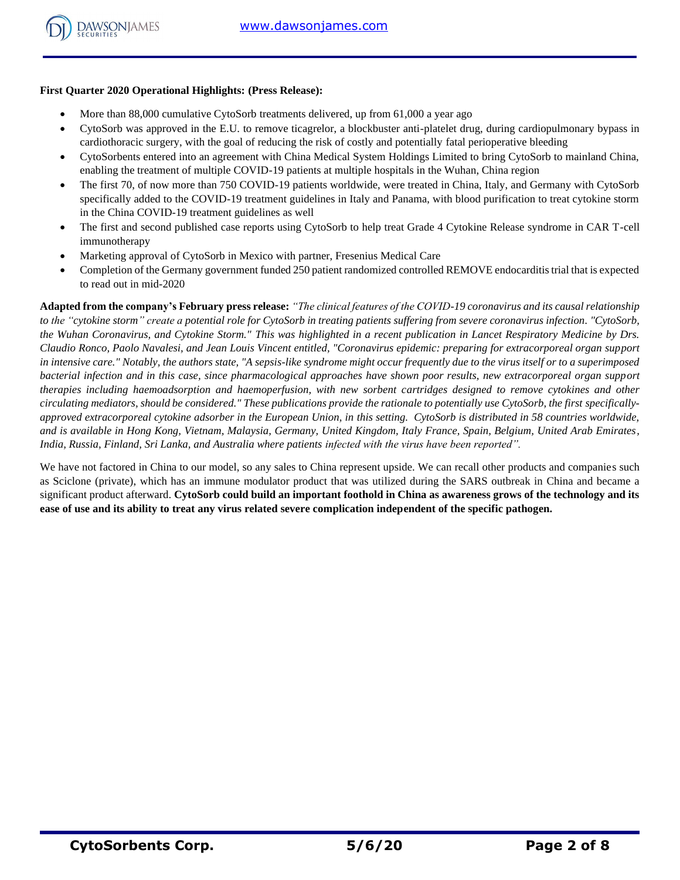**First Quarter 2020 Operational Highlights: (Press Release):**

- More than 88,000 cumulative CytoSorb treatments delivered, up from 61,000 a year ago
- CytoSorb was approved in the E.U. to remove ticagrelor, a blockbuster anti-platelet drug, during cardiopulmonary bypass in cardiothoracic surgery, with the goal of reducing the risk of costly and potentially fatal perioperative bleeding
- CytoSorbents entered into an agreement with China Medical System Holdings Limited to bring CytoSorb to mainland China, enabling the treatment of multiple COVID-19 patients at multiple hospitals in the Wuhan, China region
- The first 70, of now more than 750 COVID-19 patients worldwide, were treated in China, Italy, and Germany with CytoSorb specifically added to the COVID-19 treatment guidelines in Italy and Panama, with blood purification to treat cytokine storm in the China COVID-19 treatment guidelines as well
- The first and second published case reports using CytoSorb to help treat Grade 4 Cytokine Release syndrome in CAR T-cell immunotherapy
- Marketing approval of CytoSorb in Mexico with partner, Fresenius Medical Care
- Completion of the Germany government funded 250 patient randomized controlled REMOVE endocarditis trial that is expected to read out in mid-2020

**Adapted from the company's February press release:** *"The clinical features of the COVID-19 coronavirus and its causal relationship to the "cytokine storm" create a potential role for CytoSorb in treating patients suffering from severe coronavirus infection. "CytoSorb, the Wuhan Coronavirus, and Cytokine Storm." This was highlighted in a recent publication in Lancet Respiratory Medicine by Drs. Claudio Ronco, Paolo Navalesi, and Jean Louis Vincent entitled, "Coronavirus epidemic: preparing for extracorporeal organ support in intensive care." Notably, the authors state, "A sepsis-like syndrome might occur frequently due to the virus itself or to a superimposed bacterial infection and in this case, since pharmacological approaches have shown poor results, new extracorporeal organ support therapies including haemoadsorption and haemoperfusion, with new sorbent cartridges designed to remove cytokines and other circulating mediators, should be considered." These publications provide the rationale to potentially use CytoSorb, the first specifically-approved extracorporeal cytokine adsorber in the European Union, in this setting. CytoSorb is distributed in 58 countries worldwide, and is available in Hong Kong, Vietnam, Malaysia, Germany, United Kingdom, Italy France, Spain, Belgium, United Arab Emirates, India, Russia, Finland, Sri Lanka, and Australia where patients infected with the virus have been reported".*

We have not factored in China to our model, so any sales to China represent upside. We can recall other products and companies such as Sciclone (private), which has an immune modulator product that was utilized during the SARS outbreak in China and became a significant product afterward. **CytoSorb could build an important foothold in China as awareness grows of the technology and its ease of use and its ability to treat any virus related severe complication independent of the specific pathogen.**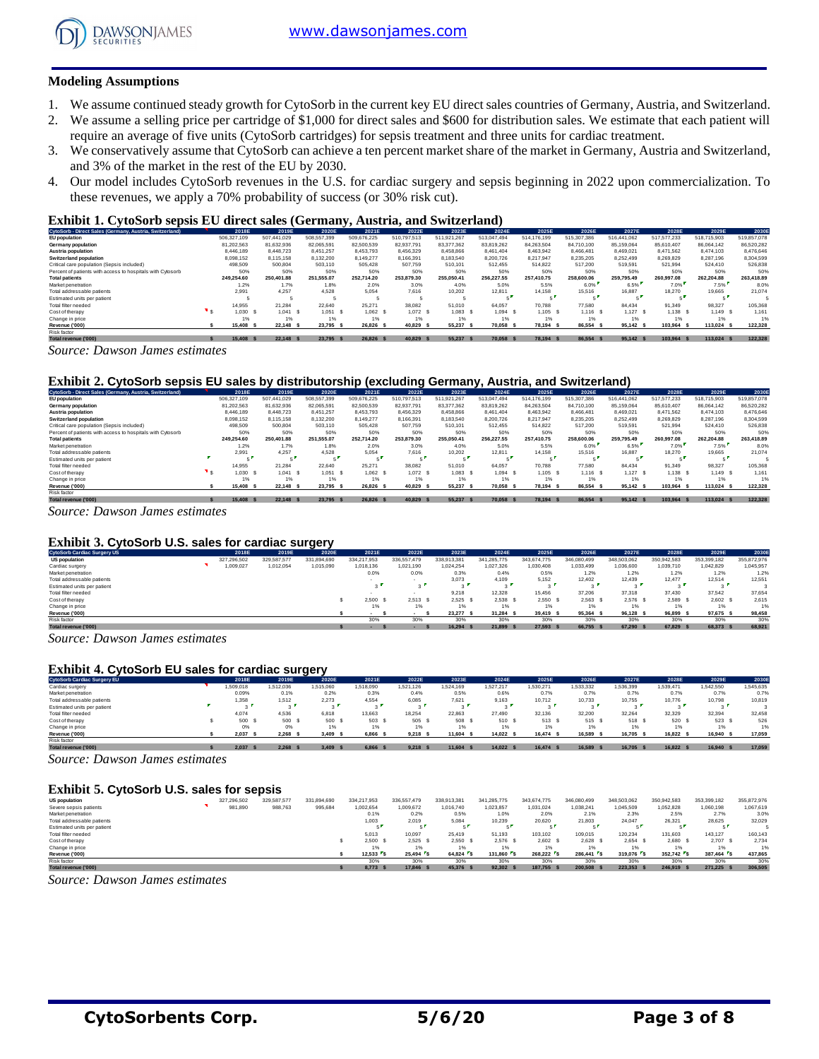## Modeling Assumptions

1. We assume continued steady growth for CytoSorb in the current key EU direct sales countries of Germany, Austria, and Switzerland.
2. We assume a selling price per cartridge of $1,000 for direct sales and $600 for distribution sales. We estimate that each patient will require an average of five units (CytoSorb cartridges) for sepsis treatment and three units for cardiac treatment.
3. We conservatively assume that CytoSorb can achieve a ten percent market share of the market in Germany, Austria and Switzerland, and 3% of the market in the rest of the EU by 2030.
4. Our model includes CytoSorb revenues in the U.S. for cardiac surgery and sepsis beginning in 2022 upon commercialization. To these revenues, we apply a 70% probability of success (or 30% risk cut).

### Exhibit 1. CytoSorb sepsis EU direct sales (Germany, Austria, and Switzerland)

| CytoSorb - Direct Sales (Germany, Austria, Switzerland) | 2018E | 2019E | 2020E | 2021E | 2022E | 2023E | 2024E | 2025E | 2026E | 2027E | 2028E | 2029E | 2030E |
|---|---|---|---|---|---|---|---|---|---|---|---|---|---|
| EU population | 506,327,109 | 507,441,029 | 508,557,399 | 509,676,225 | 510,797,513 | 511,921,267 | 513,047,494 | 514,176,199 | 515,307,386 | 516,441,062 | 517,577,233 | 518,715,903 | 519,857,078 |
| Germany population | 81,202,563 | 81,632,936 | 82,065,591 | 82,500,539 | 82,937,791 | 83,377,362 | 83,819,262 | 84,263,504 | 84,710,100 | 85,159,064 | 85,610,407 | 86,064,142 | 86,520,282 |
| Austria population | 8,446,189 | 8,448,723 | 8,451,257 | 8,453,793 | 8,456,329 | 8,458,866 | 8,461,404 | 8,463,942 | 8,466,481 | 8,469,021 | 8,471,562 | 8,474,103 | 8,476,646 |
| Switzerland population | 8,098,152 | 8,115,158 | 8,132,200 | 8,149,277 | 8,166,391 | 8,183,540 | 8,200,726 | 8,217,947 | 8,235,205 | 8,252,499 | 8,269,829 | 8,287,196 | 8,304,599 |
| Critical care population (Sepsis included) | 498,509 | 500,804 | 503,110 | 505,428 | 507,759 | 510,101 | 512,455 | 514,822 | 517,200 | 519,591 | 521,994 | 524,410 | 526,838 |
| Percent of patients with access to hospitals with Cytosorb | 50% | 50% | 50% | 50% | 50% | 50% | 50% | 50% | 50% | 50% | 50% | 50% | 50% |
| Total patients | 249,254.60 | 250,401.88 | 251,555.07 | 252,714.20 | 253,879.30 | 255,050.41 | 256,227.55 | 257,410.75 | 258,600.06 | 259,795.49 | 260,997.08 | 262,204.88 | 263,418.89 |
| Market penetration | 1.2% | 1.7% | 1.8% | 2.0% | 3.0% | 4.0% | 5.0% | 5.5% | 6.0% | 6.5% | 7.0% | 7.5% | 8.0% |
| Total addressable patients | 2,991 | 4,257 | 4,528 | 5,054 | 7,616 | 10,202 | 12,811 | 14,158 | 15,516 | 16,887 | 18,270 | 19,665 | 21,074 |
| Estimated units per patient | 5 | 5 | 5 | 5 | 5 | 5 | 5 | 5 | 5 | 5 | 5 | 5 | 5 |
| Total filter needed | 14,955 | 21,284 | 22,640 | 25,271 | 38,082 | 51,010 | 64,057 | 70,788 | 77,580 | 84,434 | 91,349 | 98,327 | 105,368 |
| Cost of therapy | $ 1,030 | $ 1,041 | $ 1,051 | $ 1,062 | $ 1,072 | $ 1,083 | $ 1,094 | $ 1,105 | $ 1,116 | $ 1,127 | $ 1,138 | $ 1,149 | $ 1,161 |
| Change in price | 1% | 1% | 1% | 1% | 1% | 1% | 1% | 1% | 1% | 1% | 1% | 1% | 1% |
| Revenue ('000) | $ 15,408 | $ 22,148 | $ 23,795 | $ 26,826 | $ 40,829 | $ 55,237 | $ 70,058 | $ 78,194 | $ 86,554 | $ 95,142 | $ 103,964 | $ 113,024 | $ 122,328 |
| Risk factor | | | | | | | | | | | | | |
| Total revenue ('000) | $ 15,408 | $ 22,148 | $ 23,795 | $ 26,826 | $ 40,829 | $ 55,237 | $ 70,058 | $ 78,194 | $ 86,554 | $ 95,142 | $ 103,964 | $ 113,024 | $ 122,328 |

*Source: Dawson James estimates*

### Exhibit 2. CytoSorb sepsis EU sales by distributorship (excluding Germany, Austria, and Switzerland)

| CytoSorb - Direct Sales (Germany, Austria, Switzerland) | 2018E | 2019E | 2020E | 2021E | 2022E | 2023E | 2024E | 2025E | 2026E | 2027E | 2028E | 2029E | 2030E |
|---|---|---|---|---|---|---|---|---|---|---|---|---|---|
| EU population | 506,327,109 | 507,441,029 | 508,557,399 | 509,676,225 | 510,797,513 | 511,921,267 | 513,047,494 | 514,176,199 | 515,307,386 | 516,441,062 | 517,577,233 | 518,715,903 | 519,857,078 |
| Germany population | 81,202,563 | 81,632,936 | 82,065,591 | 82,500,539 | 82,937,791 | 83,377,362 | 83,819,262 | 84,263,504 | 84,710,100 | 85,159,064 | 85,610,407 | 86,064,142 | 86,520,282 |
| Austria population | 8,446,189 | 8,448,723 | 8,451,257 | 8,453,793 | 8,456,329 | 8,458,866 | 8,461,404 | 8,463,942 | 8,466,481 | 8,469,021 | 8,471,562 | 8,474,103 | 8,476,646 |
| Switzerland population | 8,098,152 | 8,115,158 | 8,132,200 | 8,149,277 | 8,166,391 | 8,183,540 | 8,200,726 | 8,217,947 | 8,235,205 | 8,252,499 | 8,269,829 | 8,287,196 | 8,304,599 |
| Critical care population (Sepsis included) | 498,509 | 500,804 | 503,110 | 505,428 | 507,759 | 510,101 | 512,455 | 514,822 | 517,200 | 519,591 | 521,994 | 524,410 | 526,838 |
| Percent of patients with access to hospitals with Cytosorb | 50% | 50% | 50% | 50% | 50% | 50% | 50% | 50% | 50% | 50% | 50% | 50% | 50% |
| Total patients | 249,254.60 | 250,401.88 | 251,555.07 | 252,714.20 | 253,879.30 | 255,050.41 | 256,227.55 | 257,410.75 | 258,600.06 | 259,795.49 | 260,997.08 | 262,204.88 | 263,418.89 |
| Market penetration | 1.2% | 1.7% | 1.8% | 2.0% | 3.0% | 4.0% | 5.0% | 5.5% | 6.0% | 6.5% | 7.0% | 7.5% | 8.0% |
| Total addressable patients | 2,991 | 4,257 | 4,528 | 5,054 | 7,616 | 10,202 | 12,811 | 14,158 | 15,516 | 16,887 | 18,270 | 19,665 | 21,074 |
| Estimated units per patient | 5 | 5 | 5 | 5 | 5 | 5 | 5 | 5 | 5 | 5 | 5 | 5 | 5 |
| Total filter needed | 14,955 | 21,284 | 22,640 | 25,271 | 38,082 | 51,010 | 64,057 | 70,788 | 77,580 | 84,434 | 91,349 | 98,327 | 105,368 |
| Cost of therapy | $ 1,030 | $ 1,041 | $ 1,051 | $ 1,062 | $ 1,072 | $ 1,083 | $ 1,094 | $ 1,105 | $ 1,116 | $ 1,127 | $ 1,138 | $ 1,149 | $ 1,161 |
| Change in price | 1% | 1% | 1% | 1% | 1% | 1% | 1% | 1% | 1% | 1% | 1% | 1% | 1% |
| Revenue ('000) | $ 15,408 | $ 22,148 | $ 23,795 | $ 26,826 | $ 40,829 | $ 55,237 | $ 70,058 | $ 78,194 | $ 86,554 | $ 95,142 | $ 103,964 | $ 113,024 | $ 122,328 |
| Risk factor | | | | | | | | | | | | | |
| Total revenue ('000) | $ 15,408 | $ 22,148 | $ 23,795 | $ 26,826 | $ 40,829 | $ 55,237 | $ 70,058 | $ 78,194 | $ 86,554 | $ 95,142 | $ 103,964 | $ 113,024 | $ 122,328 |

*Source: Dawson James estimates*

### Exhibit 3. CytoSorb U.S. sales for cardiac surgery

| CytoSorb Cardiac Surgery US | 2018E | 2019E | 2020E | 2021E | 2022E | 2023E | 2024E | 2025E | 2026E | 2027E | 2028E | 2029E | 2030E |
|---|---|---|---|---|---|---|---|---|---|---|---|---|---|
| US population | 327,296,502 | 329,587,577 | 331,894,690 | 334,217,953 | 336,557,479 | 338,913,381 | 341,285,775 | 343,674,775 | 346,080,499 | 348,503,062 | 350,942,583 | 353,399,182 | 355,872,976 |
| Cardiac surgery | 1,009,027 | 1,012,054 | 1,015,090 | 1,018,136 | 1,021,190 | 1,024,254 | 1,027,326 | 1,030,408 | 1,033,499 | 1,036,600 | 1,039,710 | 1,042,829 | 1,045,957 |
| Market penetration | | | | 0.0% | 0.0% | 0.3% | 0.4% | 0.5% | 1.2% | 1.2% | 1.2% | 1.2% | 1.2% |
| Total addressable patients | | | | - | - | 3,073 | 4,109 | 5,152 | 12,402 | 12,439 | 12,477 | 12,514 | 12,551 |
| Estimated units per patient | | | | 3 | 3 | 3 | 3 | 3 | 3 | 3 | 3 | 3 | 3 |
| Total filter needed | | | | - | - | 9,218 | 12,328 | 15,456 | 37,206 | 37,318 | 37,430 | 37,542 | 37,654 |
| Cost of therapy | | | | $ 2,500 | $ 2,513 | $ 2,525 | $ 2,538 | $ 2,550 | $ 2,563 | $ 2,576 | $ 2,589 | $ 2,602 | $ 2,615 |
| Change in price | | | | 1% | 1% | 1% | 1% | 1% | 1% | 1% | 1% | 1% | 1% |
| Revenue ('000) | | | | $ - | $ - | $ 23,277 | $ 31,284 | $ 39,419 | $ 95,364 | $ 96,128 | $ 96,899 | $ 97,675 | $ 98,458 |
| Risk factor | | | | 30% | 30% | 30% | 30% | 30% | 30% | 30% | 30% | 30% | 30% |
| Total revenue ('000) | | | | $ - | $ - | $ 16,294 | $ 21,899 | $ 27,593 | $ 66,755 | $ 67,290 | $ 67,829 | $ 68,373 | $ 68,921 |

*Source: Dawson James estimates*

### Exhibit 4. CytoSorb EU sales for cardiac surgery

| CytoSorb Cardiac Surgery EU | 2018E | 2019E | 2020E | 2021E | 2022E | 2023E | 2024E | 2025E | 2026E | 2027E | 2028E | 2029E | 2030E |
|---|---|---|---|---|---|---|---|---|---|---|---|---|---|
| Cardiac surgery | 1,509,018 | 1,512,036 | 1,515,060 | 1,518,090 | 1,521,126 | 1,524,169 | 1,527,217 | 1,530,271 | 1,533,332 | 1,536,399 | 1,539,471 | 1,542,550 | 1,545,635 |
| Market penetration | 0.09% | 0.1% | 0.2% | 0.3% | 0.4% | 0.5% | 0.6% | 0.7% | 0.7% | 0.7% | 0.7% | 0.7% | 0.7% |
| Total addressable patients | 1,358 | 1,512 | 2,273 | 4,554 | 6,085 | 7,621 | 9,163 | 10,712 | 10,733 | 10,755 | 10,776 | 10,798 | 10,819 |
| Estimated units per patient | 3 | 3 | 3 | 3 | 3 | 3 | 3 | 3 | 3 | 3 | 3 | 3 | 3 |
| Total filter needed | 4,074 | 4,536 | 6,818 | 13,663 | 18,254 | 22,863 | 27,490 | 32,136 | 32,200 | 32,264 | 32,329 | 32,394 | 32,458 |
| Cost of therapy | $ 500 | $ 500 | $ 500 | $ 503 | $ 505 | $ 508 | $ 510 | $ 513 | $ 515 | $ 518 | $ 520 | $ 523 | $ 526 |
| Change in price | 0% | 0% | 1% | 1% | 1% | 1% | 1% | 1% | 1% | 1% | 1% | 1% | 1% |
| Revenue ('000) | $ 2,037 | $ 2,268 | $ 3,409 | $ 6,866 | $ 9,218 | $ 11,604 | $ 14,022 | $ 16,474 | $ 16,589 | $ 16,705 | $ 16,822 | $ 16,940 | $ 17,059 |
| Risk factor | | | | | | | | | | | | | |
| Total revenue ('000) | $ 2,037 | $ 2,268 | $ 3,409 | $ 6,866 | $ 9,218 | $ 11,604 | $ 14,022 | $ 16,474 | $ 16,589 | $ 16,705 | $ 16,822 | $ 16,940 | $ 17,059 |

*Source: Dawson James estimates*

### Exhibit 5. CytoSorb U.S. sales for sepsis

| US population | 327,296,502 | 329,587,577 | 331,894,690 | 334,217,953 | 336,557,479 | 338,913,381 | 341,285,775 | 343,674,775 | 346,080,499 | 348,503,062 | 350,942,583 | 353,399,182 | 355,872,976 |
|---|---|---|---|---|---|---|---|---|---|---|---|---|---|
| Severe sepsis patients | 981,890 | 988,763 | 995,684 | 1,002,654 | 1,009,672 | 1,016,740 | 1,023,857 | 1,031,024 | 1,038,241 | 1,045,509 | 1,052,828 | 1,060,198 | 1,067,619 |
| Market penetration | | | | 0.1% | 0.2% | 0.5% | 1.0% | 2.0% | 2.1% | 2.3% | 2.5% | 2.7% | 3.0% |
| Total addressable patients | | | | 1,003 | 2,019 | 5,084 | 10,239 | 20,620 | 21,803 | 24,047 | 26,321 | 28,625 | 32,029 |
| Estimated units per patient | | | | 5 | 5 | 5 | 5 | 5 | 5 | 5 | 5 | 5 | 5 |
| Total filter needed | | | | 5,013 | 10,097 | 25,419 | 51,193 | 103,102 | 109,015 | 120,234 | 131,603 | 143,127 | 160,143 |
| Cost of therapy | | | | $ 2,500 | $ 2,525 | $ 2,550 | $ 2,576 | $ 2,602 | $ 2,628 | $ 2,654 | $ 2,680 | $ 2,707 | $ 2,734 |
| Change in price | | | | 1% | 1% | 1% | 1% | 1% | 1% | 1% | 1% | 1% | 1% |
| Revenue ('000) | | | | $ 12,533 | $ 25,494 | $ 64,824 | $ 131,860 | $ 268,222 | $ 286,441 | $ 319,076 | $ 352,742 | $ 387,464 | $ 437,865 |
| Risk factor | | | | 30% | 30% | 30% | 30% | 30% | 30% | 30% | 30% | 30% | 30% |
| Total revenue ('000) | | | | $ 8,773 | $ 17,846 | $ 45,376 | $ 92,302 | $ 187,755 | $ 200,508 | $ 223,353 | $ 246,919 | $ 271,225 | $ 306,505 |

*Source: Dawson James estimates*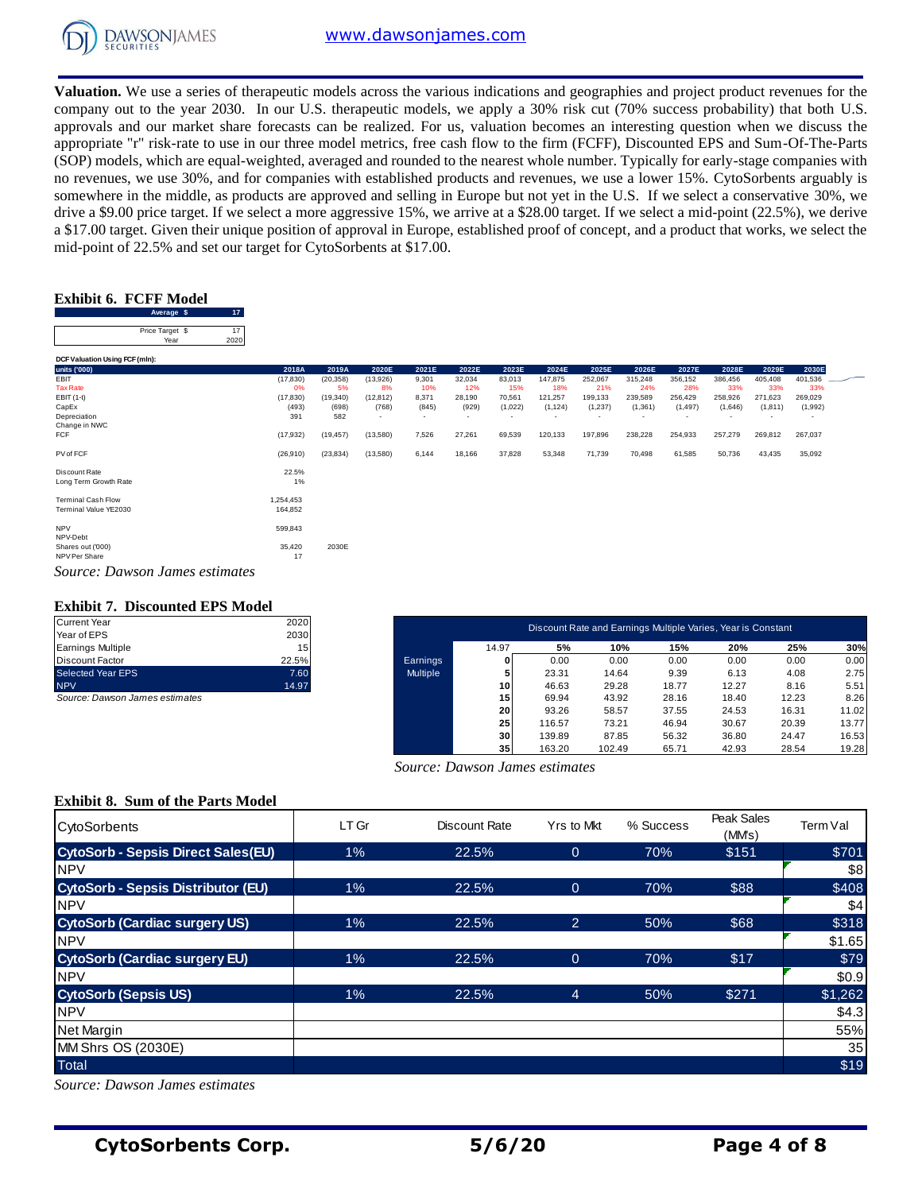**Valuation.** We use a series of therapeutic models across the various indications and geographies and project product revenues for the company out to the year 2030. In our U.S. therapeutic models, we apply a 30% risk cut (70% success probability) that both U.S. approvals and our market share forecasts can be realized. For us, valuation becomes an interesting question when we discuss the appropriate "r" risk-rate to use in our three model metrics, free cash flow to the firm (FCFF), Discounted EPS and Sum-Of-The-Parts (SOP) models, which are equal-weighted, averaged and rounded to the nearest whole number. Typically for early-stage companies with no revenues, we use 30%, and for companies with established products and revenues, we use a lower 15%. CytoSorbents arguably is somewhere in the middle, as products are approved and selling in Europe but not yet in the U.S. If we select a conservative 30%, we drive a $9.00 price target. If we select a more aggressive 15%, we arrive at a $28.00 target. If we select a mid-point (22.5%), we derive a $17.00 target. Given their unique position of approval in Europe, established proof of concept, and a product that works, we select the mid-point of 22.5% and set our target for CytoSorbents at $17.00.

### Exhibit 6. FCFF Model

| Average $ | 17 |
|---|---|

| Price Target $ | 17 |
|---|---|
| Year | 2020 |

**DCF Valuation Using FCF (mln):**

| units ('000) | 2018A | 2019A | 2020E | 2021E | 2022E | 2023E | 2024E | 2025E | 2026E | 2027E | 2028E | 2029E | 2030E |
|---|---|---|---|---|---|---|---|---|---|---|---|---|---|
| EBIT | (17,830) | (20,358) | (13,926) | 9,301 | 32,034 | 83,013 | 147,875 | 252,067 | 315,248 | 356,152 | 386,456 | 405,408 | 401,536 |
| Tax Rate | 0% | 5% | 8% | 10% | 12% | 15% | 18% | 21% | 24% | 28% | 33% | 33% | 33% |
| EBIT (1-t) | (17,830) | (19,340) | (12,812) | 8,371 | 28,190 | 70,561 | 121,257 | 199,133 | 239,589 | 256,429 | 258,926 | 271,623 | 269,029 |
| CapEx | (493) | (698) | (768) | (845) | (929) | (1,022) | (1,124) | (1,237) | (1,361) | (1,497) | (1,646) | (1,811) | (1,992) |
| Depreciation | 391 | 582 | - | - | - | - | - | - | - | - | - | - | - |
| Change in NWC | | | | | | | | | | | | | |
| FCF | (17,932) | (19,457) | (13,580) | 7,526 | 27,261 | 69,539 | 120,133 | 197,896 | 238,228 | 254,933 | 257,279 | 269,812 | 267,037 |
| | | | | | | | | | | | | | |
| PV of FCF | (26,910) | (23,834) | (13,580) | 6,144 | 18,166 | 37,828 | 53,348 | 71,739 | 70,498 | 61,585 | 50,736 | 43,435 | 35,092 |
| | | | | | | | | | | | | | |
| Discount Rate | 22.5% | | | | | | | | | | | | |
| Long Term Growth Rate | 1% | | | | | | | | | | | | |
| | | | | | | | | | | | | | |
| Terminal Cash Flow | 1,254,453 | | | | | | | | | | | | |
| Terminal Value YE2030 | 164,852 | | | | | | | | | | | | |
| | | | | | | | | | | | | | |
| NPV | 599,843 | | | | | | | | | | | | |
| NPV-Debt | | | | | | | | | | | | | |
| Shares out ('000) | 35,420 | 2030E | | | | | | | | | | | |
| NPV Per Share | 17 | | | | | | | | | | | | |

*Source: Dawson James estimates*

### Exhibit 7. Discounted EPS Model

| Current Year | 2020 |
|---|---|
| Year of EPS | 2030 |
| Earnings Multiple | 15 |
| Discount Factor | 22.5% |
| Selected Year EPS | 7.60 |
| NPV | 14.97 |

*Source: Dawson James estimates*

| | | Discount Rate and Earnings Multiple Varies, Year is Constant | | | | | |
|---|---|---|---|---|---|---|---|
| | 14.97 | 5% | 10% | 15% | 20% | 25% | 30% |
| Earnings Multiple | 0 | 0.00 | 0.00 | 0.00 | 0.00 | 0.00 | 0.00 |
| | 5 | 23.31 | 14.64 | 9.39 | 6.13 | 4.08 | 2.75 |
| | 10 | 46.63 | 29.28 | 18.77 | 12.27 | 8.16 | 5.51 |
| | 15 | 69.94 | 43.92 | 28.16 | 18.40 | 12.23 | 8.26 |
| | 20 | 93.26 | 58.57 | 37.55 | 24.53 | 16.31 | 11.02 |
| | 25 | 116.57 | 73.21 | 46.94 | 30.67 | 20.39 | 13.77 |
| | 30 | 139.89 | 87.85 | 56.32 | 36.80 | 24.47 | 16.53 |
| | 35 | 163.20 | 102.49 | 65.71 | 42.93 | 28.54 | 19.28 |

*Source: Dawson James estimates*

### Exhibit 8. Sum of the Parts Model

| CytoSorbents | LT Gr | Discount Rate | Yrs to Mkt | % Success | Peak Sales (MM's) | Term Val |
|---|---|---|---|---|---|---|
| **CytoSorb - Sepsis Direct Sales(EU)** | 1% | 22.5% | 0 | 70% | $151 | $701 |
| NPV | | | | | | $8 |
| **CytoSorb - Sepsis Distributor (EU)** | 1% | 22.5% | 0 | 70% | $88 | $408 |
| NPV | | | | | | $4 |
| **CytoSorb (Cardiac surgery US)** | 1% | 22.5% | 2 | 50% | $68 | $318 |
| NPV | | | | | | $1.65 |
| **CytoSorb (Cardiac surgery EU)** | 1% | 22.5% | 0 | 70% | $17 | $79 |
| NPV | | | | | | $0.9 |
| **CytoSorb (Sepsis US)** | 1% | 22.5% | 4 | 50% | $271 | $1,262 |
| NPV | | | | | | $4.3 |
| Net Margin | | | | | | 55% |
| MM Shrs OS (2030E) | | | | | | 35 |
| Total | | | | | | $19 |

*Source: Dawson James estimates*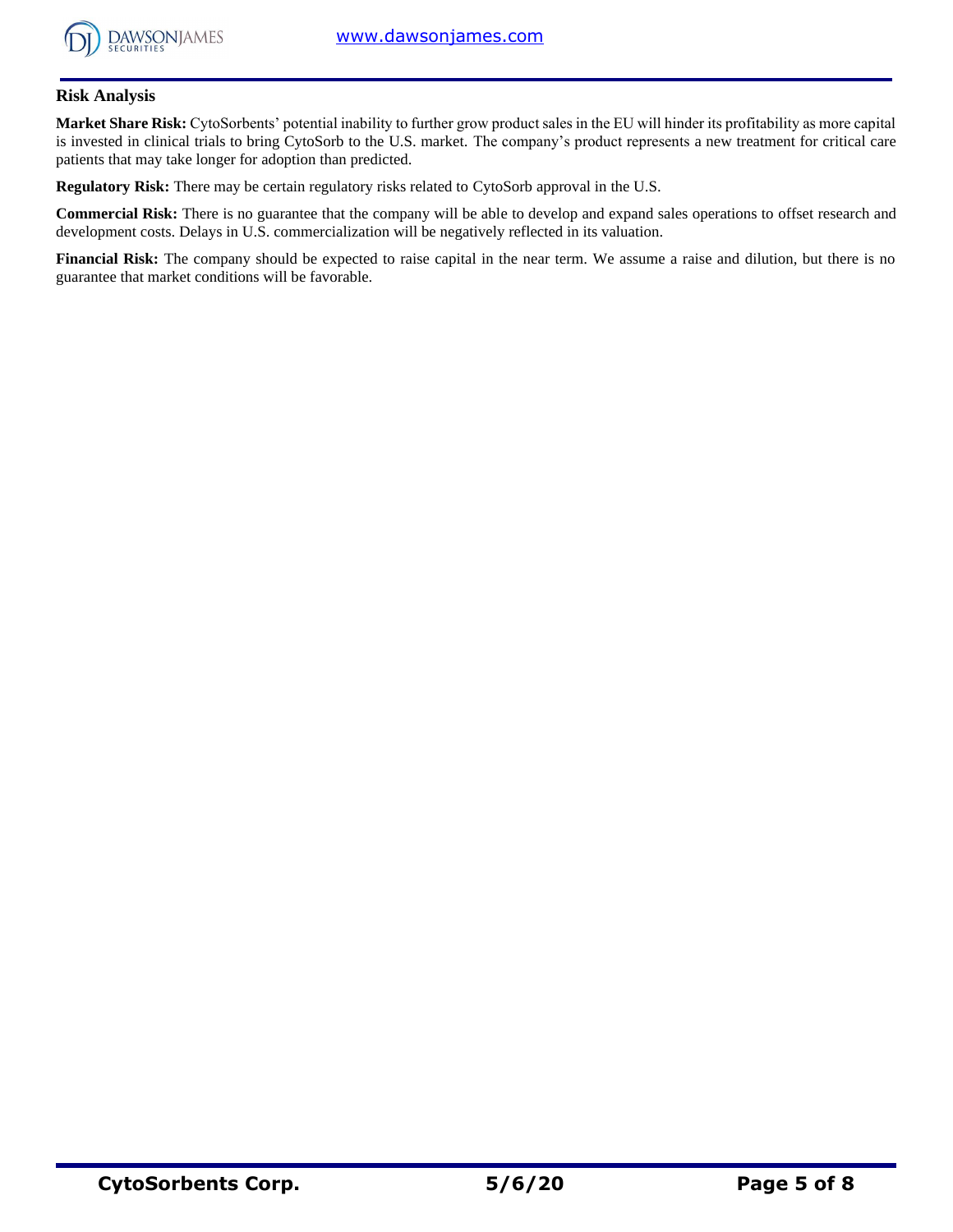## Risk Analysis

**Market Share Risk:** CytoSorbents' potential inability to further grow product sales in the EU will hinder its profitability as more capital is invested in clinical trials to bring CytoSorb to the U.S. market. The company's product represents a new treatment for critical care patients that may take longer for adoption than predicted.

**Regulatory Risk:** There may be certain regulatory risks related to CytoSorb approval in the U.S.

**Commercial Risk:** There is no guarantee that the company will be able to develop and expand sales operations to offset research and development costs. Delays in U.S. commercialization will be negatively reflected in its valuation.

**Financial Risk:** The company should be expected to raise capital in the near term. We assume a raise and dilution, but there is no guarantee that market conditions will be favorable.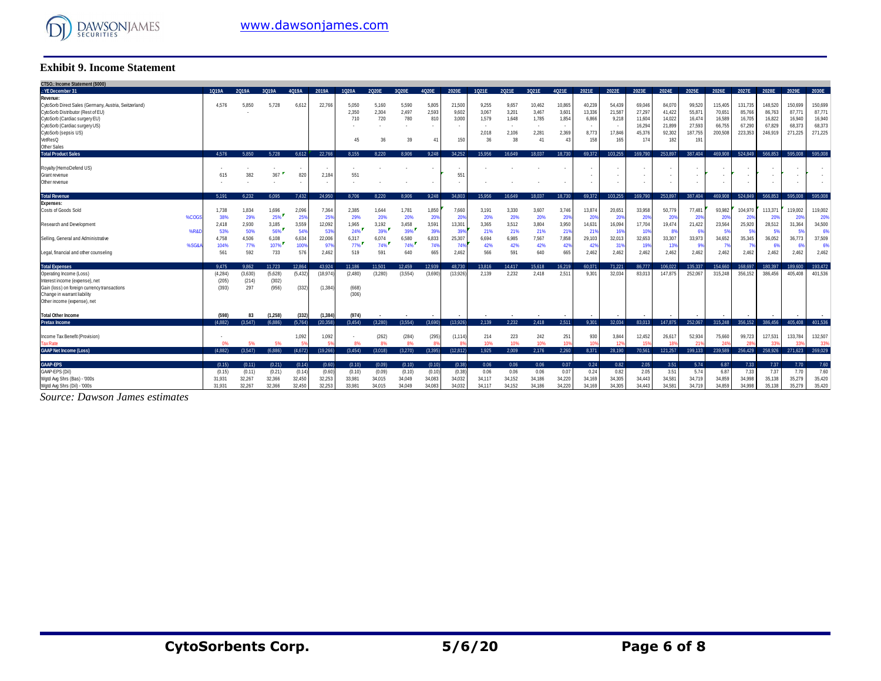# Exhibit 9. Income Statement

| CTSO.: Income Statement ($000) | | | | | | | | | | | | | | | | | | | | | | | | | | | | |
|---|---|---|---|---|---|---|---|---|---|---|---|---|---|---|---|---|---|---|---|---|---|---|---|---|---|---|---|---|
| .: YE December 31 | 1Q19A | 2Q19A | 3Q19A | 4Q19A | 2019A | 1Q20A | 2Q20E | 3Q20E | 4Q20E | 2020E | 1Q21E | 2Q21E | 3Q21E | 4Q21E | 2021E | 2022E | 2023E | 2024E | 2025E | 2026E | 2027E | 2028E | 2029E | 2030E |
| **Revenue:** | | | | | | | | | | | | | | | | | | | | | | | | |
| CytoSorb Direct Sales (Germany, Austria, Switzerland) | 4,576 | 5,850 | 5,728 | 6,612 | 22,766 | 5,050 | 5,160 | 5,590 | 5,805 | 21,500 | 9,255 | 9,657 | 10,462 | 10,865 | 40,239 | 54,439 | 69,046 | 84,070 | 99,520 | 115,405 | 131,735 | 148,520 | 150,699 | 150,699 |
| CytoSorb Distributor (Rest of EU) | | - | | | | 2,350 | 2,304 | 2,497 | 2,593 | 9,602 | 3,067 | 3,201 | 3,467 | 3,601 | 13,336 | 21,587 | 27,297 | 41,422 | 55,871 | 70,651 | 85,766 | 86,763 | 87,771 | 87,771 |
| CytoSorb (Cardiac surgery EU) | | | | | | 710 | 720 | 780 | 810 | 3,000 | 1,579 | 1,648 | 1,785 | 1,854 | 6,866 | 9,218 | 11,604 | 14,022 | 16,474 | 16,589 | 16,705 | 16,822 | 16,940 | 16,940 |
| CytoSorb (Cardiac surgery US) | | | | | | - | - | - | - | - | - | - | - | - | - | - | 16,294 | 21,899 | 27,593 | 66,755 | 67,290 | 67,829 | 68,373 | 68,373 |
| CytoSorb (sepsis US) | | | | | | | | | | | 2,018 | 2,106 | 2,281 | 2,369 | 8,773 | 17,846 | 45,376 | 92,302 | 187,755 | 200,508 | 223,353 | 246,919 | 271,225 | 271,225 |
| VetResQ | | | | | | 45 | 36 | 39 | 41 | 150 | 36 | 38 | 41 | 43 | 158 | 165 | 174 | 182 | 191 | | | | | |
| Other Sales | | | | | | | | | | | | | | | | | | | | | | | | |
| **Total Product Sales** | 4,576 | 5,850 | 5,728 | 6,612 | 22,766 | 8,155 | 8,220 | 8,906 | 9,248 | 34,252 | 15,956 | 16,649 | 18,037 | 18,730 | 69,372 | 103,255 | 169,790 | 253,897 | 387,404 | 469,908 | 524,849 | 566,853 | 595,008 | 595,008 |
| Royalty (HemoDefend US) | - | - | - | - | - | - | - | - | - | - | - | - | - | - | - | - | - | - | - | - | - | - | - | - |
| Grant revenue | 615 | 382 | 367 | 820 | 2,184 | 551 | | | | 551 | | | | | - | - | - | - | - | - | - | - | - | - |
| Other revenue | - | - | - | - | - | - | - | - | - | - | - | - | - | - | - | - | - | - | - | - | - | - | - | - |
| **Total Revenue** | 5,191 | 6,232 | 6,095 | 7,432 | 24,950 | 8,706 | 8,220 | 8,906 | 9,248 | 34,803 | 15,956 | 16,649 | 18,037 | 18,730 | 69,372 | 103,255 | 169,790 | 253,897 | 387,404 | 469,908 | 524,849 | 566,853 | 595,008 | 595,008 |
| **Expenses:** | | | | | | | | | | | | | | | | | | | | | | | | |
| Costs of Goods Sold | 1,738 | 1,834 | 1,696 | 2,096 | 7,364 | 2,385 | 1,644 | 1,781 | 1,850 | 7,660 | 3,191 | 3,330 | 3,607 | 3,746 | 13,874 | 20,651 | 33,958 | 50,779 | 77,481 | 93,982 | 104,970 | 113,371 | 119,002 | 119,002 |
| %COGS | 38% | 29% | 25% | 25% | 25% | 29% | 20% | 20% | 20% | 20% | 20% | 20% | 20% | 20% | 20% | 20% | 20% | 20% | 20% | 20% | 20% | 20% | 20% | 20% |
| Research and Development | 2,418 | 2,930 | 3,185 | 3,559 | 12,092 | 1,965 | 3,192 | 3,458 | 3,591 | 13,301 | 3,365 | 3,512 | 3,804 | 3,950 | 14,631 | 16,094 | 17,704 | 19,474 | 21,422 | 23,564 | 25,920 | 28,512 | 31,364 | 34,500 |
| %R&D | 53% | 50% | 56% | 54% | 53% | 24% | 39% | 39% | 39% | 39% | 21% | 21% | 21% | 21% | 21% | 16% | 10% | 8% | 6% | 5% | 5% | 5% | 5% | 6% |
| Selling, General and Administrative | 4,758 | 4,506 | 6,108 | 6,634 | 22,006 | 6,317 | 6,074 | 6,580 | 6,833 | 25,307 | 6,694 | 6,985 | 7,567 | 7,858 | 29,103 | 32,013 | 32,653 | 33,307 | 33,973 | 34,652 | 35,345 | 36,052 | 36,773 | 37,509 |
| %SG&A | 104% | 77% | 107% | 100% | 97% | 77% | 74% | 74% | 74% | 74% | 42% | 42% | 42% | 42% | 42% | 31% | 19% | 13% | 9% | 7% | 7% | 6% | 6% | 6% |
| Legal, financial and other counseling | 561 | 592 | 733 | 576 | 2,462 | 519 | 591 | 640 | 665 | 2,462 | 566 | 591 | 640 | 665 | 2,462 | 2,462 | 2,462 | 2,462 | 2,462 | 2,462 | 2,462 | 2,462 | 2,462 | 2,462 |
| **Total Expenses** | 9,475 | 9,862 | 11,723 | 12,864 | 43,924 | 11,186 | 11,501 | 12,459 | 12,939 | 48,730 | 13,816 | 14,417 | 15,618 | 16,219 | 60,071 | 71,221 | 86,777 | 106,022 | 135,337 | 154,660 | 168,697 | 180,397 | 189,600 | 193,472 |
| Operating Income (Loss) | (4,284) | (3,630) | (5,628) | (5,432) | (18,974) | (2,480) | (3,280) | (3,554) | (3,690) | (13,926) | 2,139 | 2,232 | 2,418 | 2,511 | 9,301 | 32,034 | 83,013 | 147,875 | 252,067 | 315,248 | 356,152 | 386,456 | 405,408 | 401,536 |
| Interest income (expense), net | (205) | (214) | (302) | | | | | | | | | | | | | | | | | | | | | |
| Gain (loss) on foreign currency transactions | (393) | 297 | (956) | (332) | (1,384) | (668) | | | | | | | | | | | | | | | | | | |
| Change in warrant liability | | | | | | (306) | | | | | | | | | | | | | | | | | | |
| Other income (expense), net | | | | | | | | | | | | | | | | | | | | | | | | |
| **Total Other Income** | **(598)** | **83** | **(1,258)** | **(332)** | **(1,384)** | **(974)** | - | - | - | - | - | - | - | - | - | - | - | - | - | - | - | - | - | - |
| **Pretax Income** | (4,882) | (3,547) | (6,886) | (5,764) | (20,358) | (3,454) | (3,280) | (3,554) | (3,690) | (13,926) | 2,139 | 2,232 | 2,418 | 2,511 | 9,301 | 32,034 | 83,013 | 147,875 | 252,067 | 315,248 | 356,152 | 386,456 | 405,408 | 401,536 |
| Income Tax Benefit (Provision) | - | | | 1,092 | 1,092 | - | (262) | (284) | (295) | (1,114) | 214 | 223 | 242 | 251 | 930 | 3,844 | 12,452 | 26,617 | 52,934 | 75,660 | 99,723 | 127,531 | 133,784 | 132,507 |
| Tax Rate | 0% | 5% | 5% | 5% | 5% | 8% | 8% | 8% | 8% | 8% | 10% | 10% | 10% | 10% | 10% | 12% | 15% | 18% | 21% | 24% | 28% | 33% | 33% | 33% |
| **GAAP Net Income (Loss)** | (4,882) | (3,547) | (6,886) | (4,672) | (19,266) | (3,454) | (3,018) | (3,270) | (3,395) | (12,812) | 1,925 | 2,009 | 2,176 | 2,260 | 8,371 | 28,190 | 70,561 | 121,257 | 199,133 | 239,589 | 256,429 | 258,926 | 271,623 | 269,029 |
| **GAAP-EPS** | (0.15) | (0.11) | (0.21) | (0.14) | (0.60) | (0.10) | (0.09) | (0.10) | (0.10) | (0.38) | 0.06 | 0.06 | 0.06 | 0.07 | 0.24 | 0.82 | 2.05 | 3.51 | 5.74 | 6.87 | 7.33 | 7.37 | 7.70 | 7.60 |
| GAAP-EPS (Dil) | (0.15) | (0.11) | (0.21) | (0.14) | (0.60) | (0.10) | (0.09) | (0.10) | (0.10) | (0.38) | 0.06 | 0.06 | 0.06 | 0.07 | 0.24 | 0.82 | 2.05 | 3.51 | 5.74 | 6.87 | 7.33 | 7.37 | 7.70 | 7.60 |
| Wgtd Avg Shrs (Bas) - '000s | 31,931 | 32,267 | 32,366 | 32,450 | 32,253 | 33,981 | 34,015 | 34,049 | 34,083 | 34,032 | 34,117 | 34,152 | 34,186 | 34,220 | 34,169 | 34,305 | 34,443 | 34,581 | 34,719 | 34,859 | 34,998 | 35,138 | 35,279 | 35,420 |
| Wgtd Avg Shrs (Dil) - '000s | 31,931 | 32,267 | 32,366 | 32,450 | 32,253 | 33,981 | 34,015 | 34,049 | 34,083 | 34,032 | 34,117 | 34,152 | 34,186 | 34,220 | 34,169 | 34,305 | 34,443 | 34,581 | 34,719 | 34,859 | 34,998 | 35,138 | 35,279 | 35,420 |

*Source: Dawson James estimates*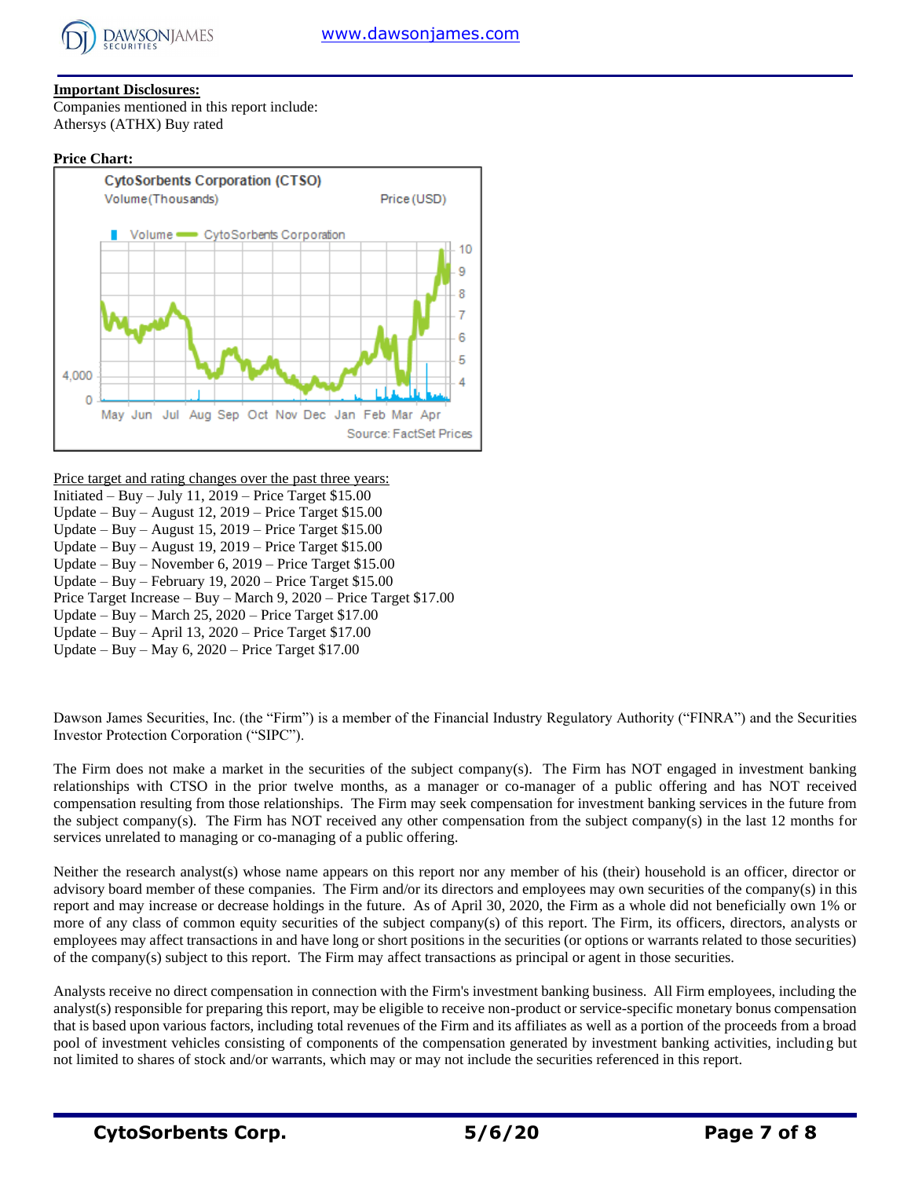**Important Disclosures:**

Companies mentioned in this report include:
Athersys (ATHX) Buy rated

**Price Chart:**

Price target and rating changes over the past three years:

Initiated – Buy – July 11, 2019 – Price Target $15.00
Update – Buy – August 12, 2019 – Price Target $15.00
Update – Buy – August 15, 2019 – Price Target $15.00
Update – Buy – August 19, 2019 – Price Target $15.00
Update – Buy – November 6, 2019 – Price Target $15.00
Update – Buy – February 19, 2020 – Price Target $15.00
Price Target Increase – Buy – March 9, 2020 – Price Target $17.00
Update – Buy – March 25, 2020 – Price Target $17.00
Update – Buy – April 13, 2020 – Price Target $17.00
Update – Buy – May 6, 2020 – Price Target $17.00

Dawson James Securities, Inc. (the "Firm") is a member of the Financial Industry Regulatory Authority ("FINRA") and the Securities Investor Protection Corporation ("SIPC").

The Firm does not make a market in the securities of the subject company(s). The Firm has NOT engaged in investment banking relationships with CTSO in the prior twelve months, as a manager or co-manager of a public offering and has NOT received compensation resulting from those relationships. The Firm may seek compensation for investment banking services in the future from the subject company(s). The Firm has NOT received any other compensation from the subject company(s) in the last 12 months for services unrelated to managing or co-managing of a public offering.

Neither the research analyst(s) whose name appears on this report nor any member of his (their) household is an officer, director or advisory board member of these companies. The Firm and/or its directors and employees may own securities of the company(s) in this report and may increase or decrease holdings in the future. As of April 30, 2020, the Firm as a whole did not beneficially own 1% or more of any class of common equity securities of the subject company(s) of this report. The Firm, its officers, directors, analysts or employees may affect transactions in and have long or short positions in the securities (or options or warrants related to those securities) of the company(s) subject to this report. The Firm may affect transactions as principal or agent in those securities.

Analysts receive no direct compensation in connection with the Firm's investment banking business. All Firm employees, including the analyst(s) responsible for preparing this report, may be eligible to receive non-product or service-specific monetary bonus compensation that is based upon various factors, including total revenues of the Firm and its affiliates as well as a portion of the proceeds from a broad pool of investment vehicles consisting of components of the compensation generated by investment banking activities, including but not limited to shares of stock and/or warrants, which may or may not include the securities referenced in this report.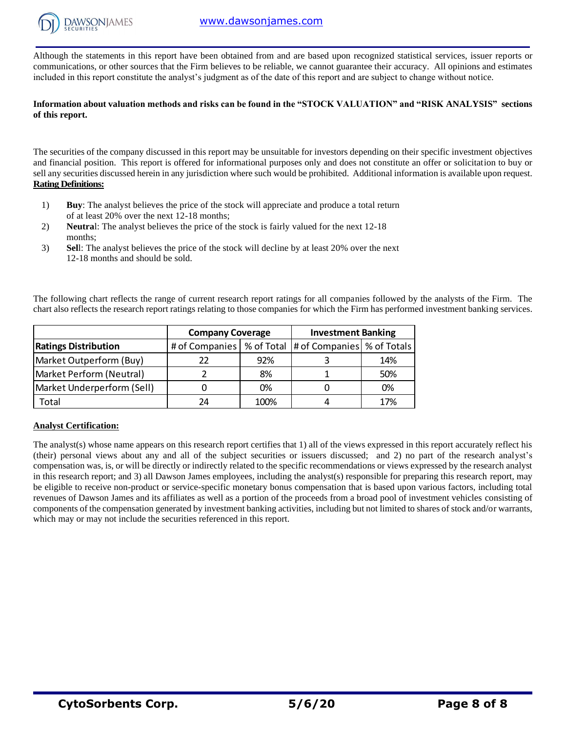Although the statements in this report have been obtained from and are based upon recognized statistical services, issuer reports or communications, or other sources that the Firm believes to be reliable, we cannot guarantee their accuracy. All opinions and estimates included in this report constitute the analyst's judgment as of the date of this report and are subject to change without notice.

**Information about valuation methods and risks can be found in the "STOCK VALUATION" and "RISK ANALYSIS" sections of this report.**

The securities of the company discussed in this report may be unsuitable for investors depending on their specific investment objectives and financial position. This report is offered for informational purposes only and does not constitute an offer or solicitation to buy or sell any securities discussed herein in any jurisdiction where such would be prohibited. Additional information is available upon request.

**Rating Definitions:**

1) **Buy**: The analyst believes the price of the stock will appreciate and produce a total return of at least 20% over the next 12-18 months;
2) **Neutral**: The analyst believes the price of the stock is fairly valued for the next 12-18 months;
3) **Sell**: The analyst believes the price of the stock will decline by at least 20% over the next 12-18 months and should be sold.

The following chart reflects the range of current research report ratings for all companies followed by the analysts of the Firm. The chart also reflects the research report ratings relating to those companies for which the Firm has performed investment banking services.

| | Company Coverage | | Investment Banking | |
|---|---|---|---|---|
| **Ratings Distribution** | # of Companies | % of Total | # of Companies | % of Totals |
| Market Outperform (Buy) | 22 | 92% | 3 | 14% |
| Market Perform (Neutral) | 2 | 8% | 1 | 50% |
| Market Underperform (Sell) | 0 | 0% | 0 | 0% |
| Total | 24 | 100% | 4 | 17% |

**Analyst Certification:**

The analyst(s) whose name appears on this research report certifies that 1) all of the views expressed in this report accurately reflect his (their) personal views about any and all of the subject securities or issuers discussed; and 2) no part of the research analyst's compensation was, is, or will be directly or indirectly related to the specific recommendations or views expressed by the research analyst in this research report; and 3) all Dawson James employees, including the analyst(s) responsible for preparing this research report, may be eligible to receive non-product or service-specific monetary bonus compensation that is based upon various factors, including total revenues of Dawson James and its affiliates as well as a portion of the proceeds from a broad pool of investment vehicles consisting of components of the compensation generated by investment banking activities, including but not limited to shares of stock and/or warrants, which may or may not include the securities referenced in this report.